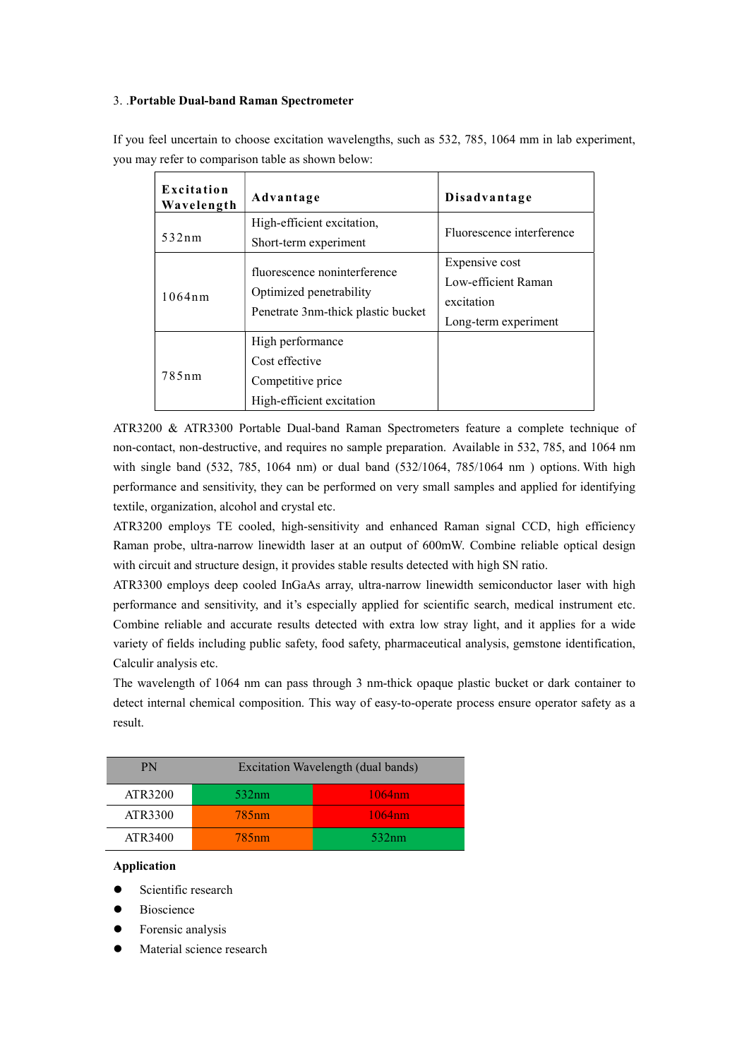3. .**Portable Dual-band Raman Spectrometer**

If you feel uncertain to choose excitation wavelengths, such as 532, 785, 1064 mm in lab experiment, you may refer to comparison table as shown below:

| **Excitation Wavelength** | **Advantage** | **Disadvantage** |
|---|---|---|
| 532nm | High-efficient excitation,<br>Short-term experiment | Fluorescence interference |
| 1064nm | fluorescence noninterference<br>Optimized penetrability<br>Penetrate 3nm-thick plastic bucket | Expensive cost<br>Low-efficient Raman excitation<br>Long-term experiment |
| 785nm | High performance<br>Cost effective<br>Competitive price<br>High-efficient excitation | |

ATR3200 & ATR3300 Portable Dual-band Raman Spectrometers feature a complete technique of non-contact, non-destructive, and requires no sample preparation. Available in 532, 785, and 1064 nm with single band (532, 785, 1064 nm) or dual band (532/1064, 785/1064 nm ) options. With high performance and sensitivity, they can be performed on very small samples and applied for identifying textile, organization, alcohol and crystal etc.

ATR3200 employs TE cooled, high-sensitivity and enhanced Raman signal CCD, high efficiency Raman probe, ultra-narrow linewidth laser at an output of 600mW. Combine reliable optical design with circuit and structure design, it provides stable results detected with high SN ratio.

ATR3300 employs deep cooled InGaAs array, ultra-narrow linewidth semiconductor laser with high performance and sensitivity, and it's especially applied for scientific search, medical instrument etc. Combine reliable and accurate results detected with extra low stray light, and it applies for a wide variety of fields including public safety, food safety, pharmaceutical analysis, gemstone identification, Calculir analysis etc.

The wavelength of 1064 nm can pass through 3 nm-thick opaque plastic bucket or dark container to detect internal chemical composition. This way of easy-to-operate process ensure operator safety as a result.

| PN | Excitation Wavelength (dual bands) | |
|---|---|---|
| ATR3200 | 532nm | 1064nm |
| ATR3300 | 785nm | 1064nm |
| ATR3400 | 785nm | 532nm |

**Application**

- Scientific research
- Bioscience
- Forensic analysis
- Material science research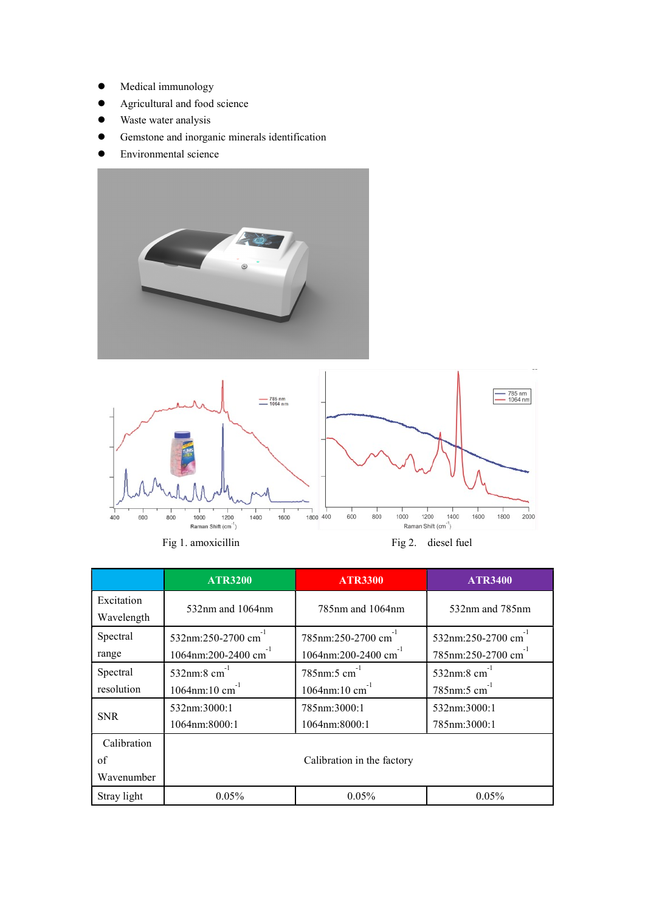- Medical immunology
- Agricultural and food science
- Waste water analysis
- Gemstone and inorganic minerals identification
- Environmental science

Fig 1. amoxicillin

Fig 2. diesel fuel

| | ATR3200 | ATR3300 | ATR3400 |
|---|---|---|---|
| Excitation Wavelength | 532nm and 1064nm | 785nm and 1064nm | 532nm and 785nm |
| Spectral range | 532nm:250-2700 $cm^{-1}$<br>1064nm:200-2400 $cm^{-1}$ | 785nm:250-2700 $cm^{-1}$<br>1064nm:200-2400 $cm^{-1}$ | 532nm:250-2700 $cm^{-1}$<br>785nm:250-2700 $cm^{-1}$ |
| Spectral resolution | 532nm:8 $cm^{-1}$<br>1064nm:10 $cm^{-1}$ | 785nm:5 $cm^{-1}$<br>1064nm:10 $cm^{-1}$ | 532nm:8 $cm^{-1}$<br>785nm:5 $cm^{-1}$ |
| SNR | 532nm:3000:1<br>1064nm:8000:1 | 785nm:3000:1<br>1064nm:8000:1 | 532nm:3000:1<br>785nm:3000:1 |
| Calibration of Wavenumber | Calibration in the factory | | |
| Stray light | 0.05% | 0.05% | 0.05% |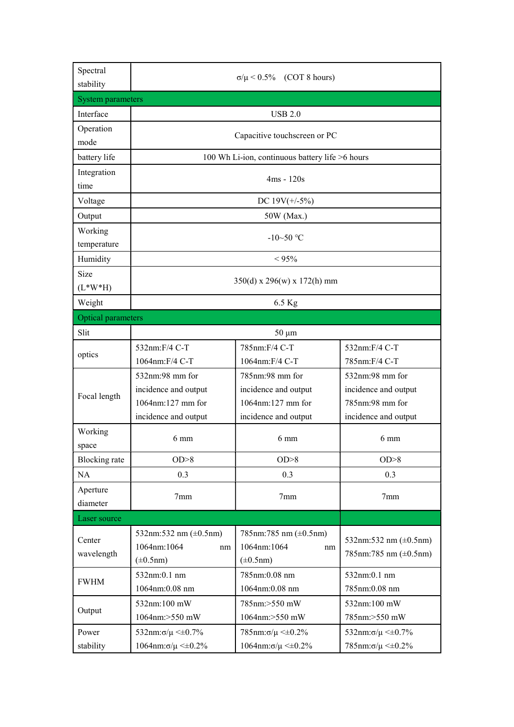| Spectral stability | σ/μ < 0.5%　(COT 8 hours) | | |
|---|---|---|---|
| **System parameters** | | | |
| Interface | USB 2.0 | | |
| Operation mode | Capacitive touchscreen or PC | | |
| battery life | 100 Wh Li-ion, continuous battery life >6 hours | | |
| Integration time | 4ms - 120s | | |
| Voltage | DC 19V(+/-5%) | | |
| Output | 50W (Max.) | | |
| Working temperature | -10~50 ℃ | | |
| Humidity | < 95% | | |
| Size (L*W*H) | 350(d) x 296(w) x 172(h) mm | | |
| Weight | 6.5 Kg | | |
| **Optical parameters** | | | |
| Slit | 50 μm | | |
| optics | 532nm:F/4 C-T<br>1064nm:F/4 C-T | 785nm:F/4 C-T<br>1064nm:F/4 C-T | 532nm:F/4 C-T<br>785nm:F/4 C-T |
| Focal length | 532nm:98 mm for incidence and output<br>1064nm:127 mm for incidence and output | 785nm:98 mm for incidence and output<br>1064nm:127 mm for incidence and output | 532nm:98 mm for incidence and output<br>785nm:98 mm for incidence and output |
| Working space | 6 mm | 6 mm | 6 mm |
| Blocking rate | OD>8 | OD>8 | OD>8 |
| NA | 0.3 | 0.3 | 0.3 |
| Aperture diameter | 7mm | 7mm | 7mm |
| **Laser source** | | | |
| Center wavelength | 532nm:532 nm (±0.5nm)<br>1064nm:1064 nm (±0.5nm) | 785nm:785 nm (±0.5nm)<br>1064nm:1064 nm (±0.5nm) | 532nm:532 nm (±0.5nm)<br>785nm:785 nm (±0.5nm) |
| FWHM | 532nm:0.1 nm<br>1064nm:0.08 nm | 785nm:0.08 nm<br>1064nm:0.08 nm | 532nm:0.1 nm<br>785nm:0.08 nm |
| Output | 532nm:100 mW<br>1064nm:>550 mW | 785nm:>550 mW<br>1064nm:>550 mW | 532nm:100 mW<br>785nm:>550 mW |
| Power stability | 532nm:σ/μ <±0.7%<br>1064nm:σ/μ <±0.2% | 785nm:σ/μ <±0.2%<br>1064nm:σ/μ <±0.2% | 532nm:σ/μ <±0.7%<br>785nm:σ/μ <±0.2% |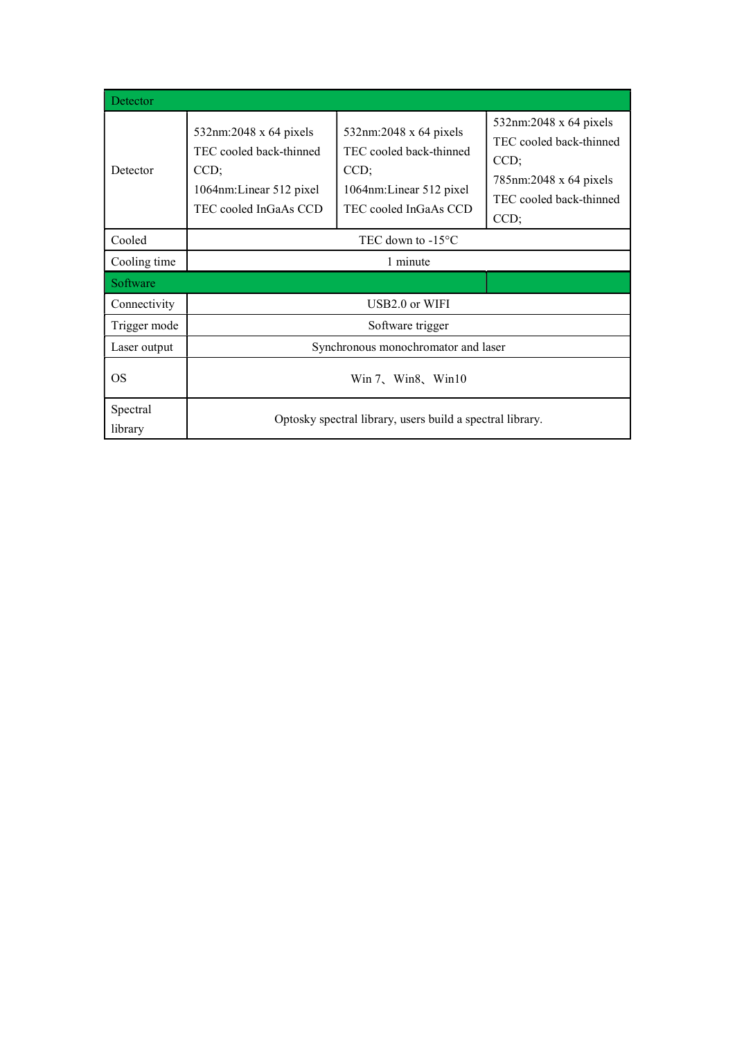| | | | |
|---|---|---|---|
| Detector | | | |
| Detector | 532nm:2048 x 64 pixels TEC cooled back-thinned CCD;<br>1064nm:Linear 512 pixel TEC cooled InGaAs CCD | 532nm:2048 x 64 pixels TEC cooled back-thinned CCD;<br>1064nm:Linear 512 pixel TEC cooled InGaAs CCD | 532nm:2048 x 64 pixels TEC cooled back-thinned CCD;<br>785nm:2048 x 64 pixels TEC cooled back-thinned CCD; |
| Cooled | TEC down to -15°C | | |
| Cooling time | 1 minute | | |
| Software | | | |
| Connectivity | USB2.0 or WIFI | | |
| Trigger mode | Software trigger | | |
| Laser output | Synchronous monochromator and laser | | |
| OS | Win 7、Win8、Win10 | | |
| Spectral library | Optosky spectral library, users build a spectral library. | | |